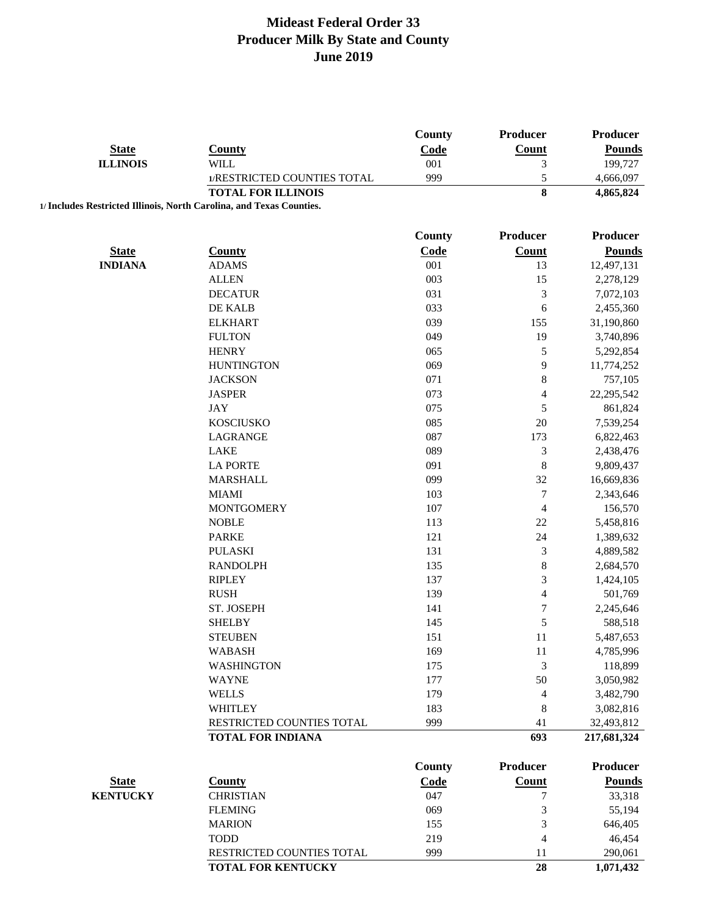# Mideast Federal Order 33
## Producer Milk By State and County
## June 2019

| State | County | County Code | Producer Count | Producer Pounds |
|---|---|---|---|---|
| **ILLINOIS** | WILL | 001 | 3 | 199,727 |
| | 1/RESTRICTED COUNTIES TOTAL | 999 | 5 | 4,666,097 |
| | **TOTAL FOR ILLINOIS** | | **8** | **4,865,824** |

**1/ Includes Restricted Illinois, North Carolina, and Texas Counties.**

| State | County | County Code | Producer Count | Producer Pounds |
|---|---|---|---|---|
| **INDIANA** | ADAMS | 001 | 13 | 12,497,131 |
| | ALLEN | 003 | 15 | 2,278,129 |
| | DECATUR | 031 | 3 | 7,072,103 |
| | DE KALB | 033 | 6 | 2,455,360 |
| | ELKHART | 039 | 155 | 31,190,860 |
| | FULTON | 049 | 19 | 3,740,896 |
| | HENRY | 065 | 5 | 5,292,854 |
| | HUNTINGTON | 069 | 9 | 11,774,252 |
| | JACKSON | 071 | 8 | 757,105 |
| | JASPER | 073 | 4 | 22,295,542 |
| | JAY | 075 | 5 | 861,824 |
| | KOSCIUSKO | 085 | 20 | 7,539,254 |
| | LAGRANGE | 087 | 173 | 6,822,463 |
| | LAKE | 089 | 3 | 2,438,476 |
| | LA PORTE | 091 | 8 | 9,809,437 |
| | MARSHALL | 099 | 32 | 16,669,836 |
| | MIAMI | 103 | 7 | 2,343,646 |
| | MONTGOMERY | 107 | 4 | 156,570 |
| | NOBLE | 113 | 22 | 5,458,816 |
| | PARKE | 121 | 24 | 1,389,632 |
| | PULASKI | 131 | 3 | 4,889,582 |
| | RANDOLPH | 135 | 8 | 2,684,570 |
| | RIPLEY | 137 | 3 | 1,424,105 |
| | RUSH | 139 | 4 | 501,769 |
| | ST. JOSEPH | 141 | 7 | 2,245,646 |
| | SHELBY | 145 | 5 | 588,518 |
| | STEUBEN | 151 | 11 | 5,487,653 |
| | WABASH | 169 | 11 | 4,785,996 |
| | WASHINGTON | 175 | 3 | 118,899 |
| | WAYNE | 177 | 50 | 3,050,982 |
| | WELLS | 179 | 4 | 3,482,790 |
| | WHITLEY | 183 | 8 | 3,082,816 |
| | RESTRICTED COUNTIES TOTAL | 999 | 41 | 32,493,812 |
| | **TOTAL FOR INDIANA** | | **693** | **217,681,324** |

| State | County | County Code | Producer Count | Producer Pounds |
|---|---|---|---|---|
| **KENTUCKY** | CHRISTIAN | 047 | 7 | 33,318 |
| | FLEMING | 069 | 3 | 55,194 |
| | MARION | 155 | 3 | 646,405 |
| | TODD | 219 | 4 | 46,454 |
| | RESTRICTED COUNTIES TOTAL | 999 | 11 | 290,061 |
| | **TOTAL FOR KENTUCKY** | | **28** | **1,071,432** |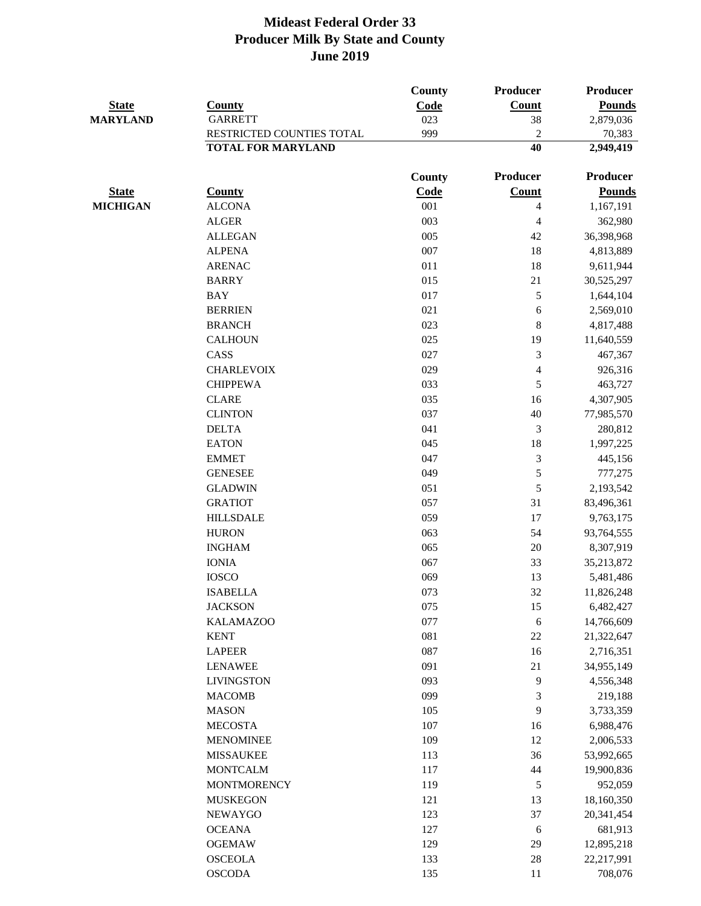# Mideast Federal Order 33
# Producer Milk By State and County
# June 2019

| State | County | County Code | Producer Count | Producer Pounds |
|---|---|---|---|---|
| MARYLAND | GARRETT | 023 | 38 | 2,879,036 |
| | RESTRICTED COUNTIES TOTAL | 999 | 2 | 70,383 |
| | **TOTAL FOR MARYLAND** | | **40** | **2,949,419** |

| State | County | County Code | Producer Count | Producer Pounds |
|---|---|---|---|---|
| MICHIGAN | ALCONA | 001 | 4 | 1,167,191 |
| | ALGER | 003 | 4 | 362,980 |
| | ALLEGAN | 005 | 42 | 36,398,968 |
| | ALPENA | 007 | 18 | 4,813,889 |
| | ARENAC | 011 | 18 | 9,611,944 |
| | BARRY | 015 | 21 | 30,525,297 |
| | BAY | 017 | 5 | 1,644,104 |
| | BERRIEN | 021 | 6 | 2,569,010 |
| | BRANCH | 023 | 8 | 4,817,488 |
| | CALHOUN | 025 | 19 | 11,640,559 |
| | CASS | 027 | 3 | 467,367 |
| | CHARLEVOIX | 029 | 4 | 926,316 |
| | CHIPPEWA | 033 | 5 | 463,727 |
| | CLARE | 035 | 16 | 4,307,905 |
| | CLINTON | 037 | 40 | 77,985,570 |
| | DELTA | 041 | 3 | 280,812 |
| | EATON | 045 | 18 | 1,997,225 |
| | EMMET | 047 | 3 | 445,156 |
| | GENESEE | 049 | 5 | 777,275 |
| | GLADWIN | 051 | 5 | 2,193,542 |
| | GRATIOT | 057 | 31 | 83,496,361 |
| | HILLSDALE | 059 | 17 | 9,763,175 |
| | HURON | 063 | 54 | 93,764,555 |
| | INGHAM | 065 | 20 | 8,307,919 |
| | IONIA | 067 | 33 | 35,213,872 |
| | IOSCO | 069 | 13 | 5,481,486 |
| | ISABELLA | 073 | 32 | 11,826,248 |
| | JACKSON | 075 | 15 | 6,482,427 |
| | KALAMAZOO | 077 | 6 | 14,766,609 |
| | KENT | 081 | 22 | 21,322,647 |
| | LAPEER | 087 | 16 | 2,716,351 |
| | LENAWEE | 091 | 21 | 34,955,149 |
| | LIVINGSTON | 093 | 9 | 4,556,348 |
| | MACOMB | 099 | 3 | 219,188 |
| | MASON | 105 | 9 | 3,733,359 |
| | MECOSTA | 107 | 16 | 6,988,476 |
| | MENOMINEE | 109 | 12 | 2,006,533 |
| | MISSAUKEE | 113 | 36 | 53,992,665 |
| | MONTCALM | 117 | 44 | 19,900,836 |
| | MONTMORENCY | 119 | 5 | 952,059 |
| | MUSKEGON | 121 | 13 | 18,160,350 |
| | NEWAYGO | 123 | 37 | 20,341,454 |
| | OCEANA | 127 | 6 | 681,913 |
| | OGEMAW | 129 | 29 | 12,895,218 |
| | OSCEOLA | 133 | 28 | 22,217,991 |
| | OSCODA | 135 | 11 | 708,076 |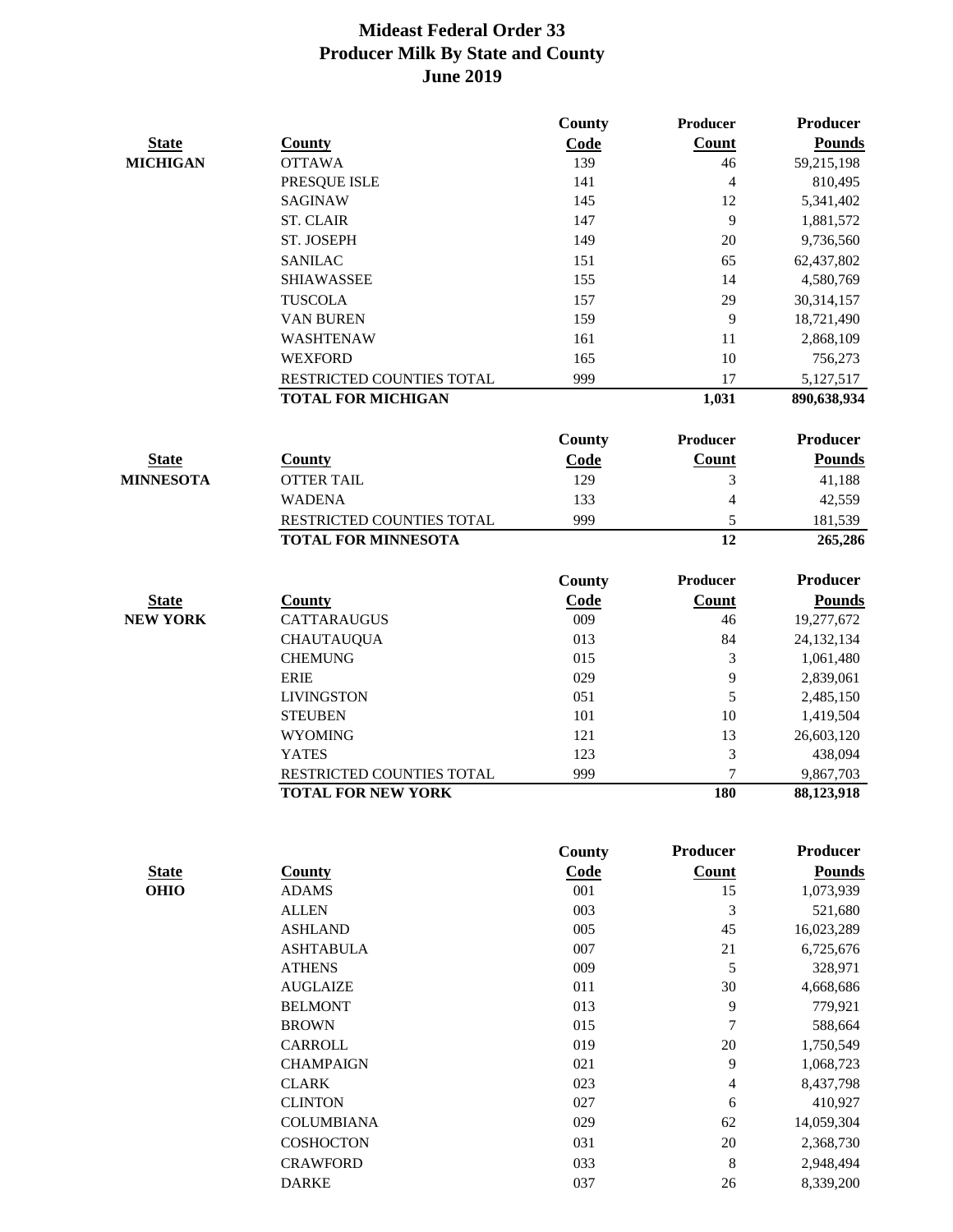# Mideast Federal Order 33
## Producer Milk By State and County
## June 2019

| State | County | County Code | Producer Count | Producer Pounds |
|---|---|---|---|---|
| MICHIGAN | OTTAWA | 139 | 46 | 59,215,198 |
| | PRESQUE ISLE | 141 | 4 | 810,495 |
| | SAGINAW | 145 | 12 | 5,341,402 |
| | ST. CLAIR | 147 | 9 | 1,881,572 |
| | ST. JOSEPH | 149 | 20 | 9,736,560 |
| | SANILAC | 151 | 65 | 62,437,802 |
| | SHIAWASSEE | 155 | 14 | 4,580,769 |
| | TUSCOLA | 157 | 29 | 30,314,157 |
| | VAN BUREN | 159 | 9 | 18,721,490 |
| | WASHTENAW | 161 | 11 | 2,868,109 |
| | WEXFORD | 165 | 10 | 756,273 |
| | RESTRICTED COUNTIES TOTAL | 999 | 17 | 5,127,517 |
| | **TOTAL FOR MICHIGAN** | | **1,031** | **890,638,934** |

| State | County | County Code | Producer Count | Producer Pounds |
|---|---|---|---|---|
| MINNESOTA | OTTER TAIL | 129 | 3 | 41,188 |
| | WADENA | 133 | 4 | 42,559 |
| | RESTRICTED COUNTIES TOTAL | 999 | 5 | 181,539 |
| | **TOTAL FOR MINNESOTA** | | **12** | **265,286** |

| State | County | County Code | Producer Count | Producer Pounds |
|---|---|---|---|---|
| NEW YORK | CATTARAUGUS | 009 | 46 | 19,277,672 |
| | CHAUTAUQUA | 013 | 84 | 24,132,134 |
| | CHEMUNG | 015 | 3 | 1,061,480 |
| | ERIE | 029 | 9 | 2,839,061 |
| | LIVINGSTON | 051 | 5 | 2,485,150 |
| | STEUBEN | 101 | 10 | 1,419,504 |
| | WYOMING | 121 | 13 | 26,603,120 |
| | YATES | 123 | 3 | 438,094 |
| | RESTRICTED COUNTIES TOTAL | 999 | 7 | 9,867,703 |
| | **TOTAL FOR NEW YORK** | | **180** | **88,123,918** |

| State | County | County Code | Producer Count | Producer Pounds |
|---|---|---|---|---|
| OHIO | ADAMS | 001 | 15 | 1,073,939 |
| | ALLEN | 003 | 3 | 521,680 |
| | ASHLAND | 005 | 45 | 16,023,289 |
| | ASHTABULA | 007 | 21 | 6,725,676 |
| | ATHENS | 009 | 5 | 328,971 |
| | AUGLAIZE | 011 | 30 | 4,668,686 |
| | BELMONT | 013 | 9 | 779,921 |
| | BROWN | 015 | 7 | 588,664 |
| | CARROLL | 019 | 20 | 1,750,549 |
| | CHAMPAIGN | 021 | 9 | 1,068,723 |
| | CLARK | 023 | 4 | 8,437,798 |
| | CLINTON | 027 | 6 | 410,927 |
| | COLUMBIANA | 029 | 62 | 14,059,304 |
| | COSHOCTON | 031 | 20 | 2,368,730 |
| | CRAWFORD | 033 | 8 | 2,948,494 |
| | DARKE | 037 | 26 | 8,339,200 |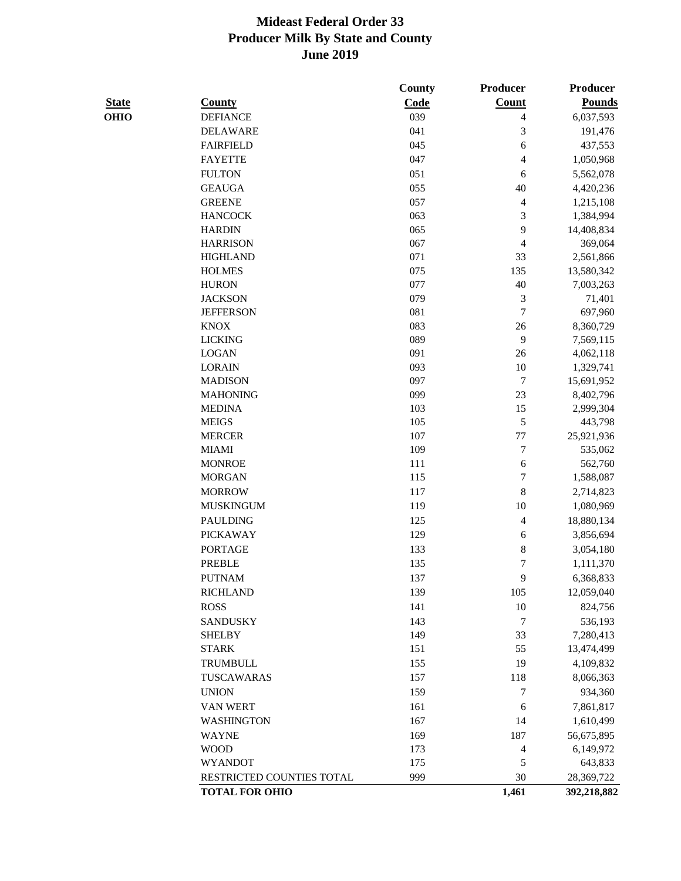# Mideast Federal Order 33
## Producer Milk By State and County
### June 2019

| State | County | County Code | Producer Count | Producer Pounds |
|---|---|---|---|---|
| OHIO | DEFIANCE | 039 | 4 | 6,037,593 |
| | DELAWARE | 041 | 3 | 191,476 |
| | FAIRFIELD | 045 | 6 | 437,553 |
| | FAYETTE | 047 | 4 | 1,050,968 |
| | FULTON | 051 | 6 | 5,562,078 |
| | GEAUGA | 055 | 40 | 4,420,236 |
| | GREENE | 057 | 4 | 1,215,108 |
| | HANCOCK | 063 | 3 | 1,384,994 |
| | HARDIN | 065 | 9 | 14,408,834 |
| | HARRISON | 067 | 4 | 369,064 |
| | HIGHLAND | 071 | 33 | 2,561,866 |
| | HOLMES | 075 | 135 | 13,580,342 |
| | HURON | 077 | 40 | 7,003,263 |
| | JACKSON | 079 | 3 | 71,401 |
| | JEFFERSON | 081 | 7 | 697,960 |
| | KNOX | 083 | 26 | 8,360,729 |
| | LICKING | 089 | 9 | 7,569,115 |
| | LOGAN | 091 | 26 | 4,062,118 |
| | LORAIN | 093 | 10 | 1,329,741 |
| | MADISON | 097 | 7 | 15,691,952 |
| | MAHONING | 099 | 23 | 8,402,796 |
| | MEDINA | 103 | 15 | 2,999,304 |
| | MEIGS | 105 | 5 | 443,798 |
| | MERCER | 107 | 77 | 25,921,936 |
| | MIAMI | 109 | 7 | 535,062 |
| | MONROE | 111 | 6 | 562,760 |
| | MORGAN | 115 | 7 | 1,588,087 |
| | MORROW | 117 | 8 | 2,714,823 |
| | MUSKINGUM | 119 | 10 | 1,080,969 |
| | PAULDING | 125 | 4 | 18,880,134 |
| | PICKAWAY | 129 | 6 | 3,856,694 |
| | PORTAGE | 133 | 8 | 3,054,180 |
| | PREBLE | 135 | 7 | 1,111,370 |
| | PUTNAM | 137 | 9 | 6,368,833 |
| | RICHLAND | 139 | 105 | 12,059,040 |
| | ROSS | 141 | 10 | 824,756 |
| | SANDUSKY | 143 | 7 | 536,193 |
| | SHELBY | 149 | 33 | 7,280,413 |
| | STARK | 151 | 55 | 13,474,499 |
| | TRUMBULL | 155 | 19 | 4,109,832 |
| | TUSCAWARAS | 157 | 118 | 8,066,363 |
| | UNION | 159 | 7 | 934,360 |
| | VAN WERT | 161 | 6 | 7,861,817 |
| | WASHINGTON | 167 | 14 | 1,610,499 |
| | WAYNE | 169 | 187 | 56,675,895 |
| | WOOD | 173 | 4 | 6,149,972 |
| | WYANDOT | 175 | 5 | 643,833 |
| | RESTRICTED COUNTIES TOTAL | 999 | 30 | 28,369,722 |
| | **TOTAL FOR OHIO** | | **1,461** | **392,218,882** |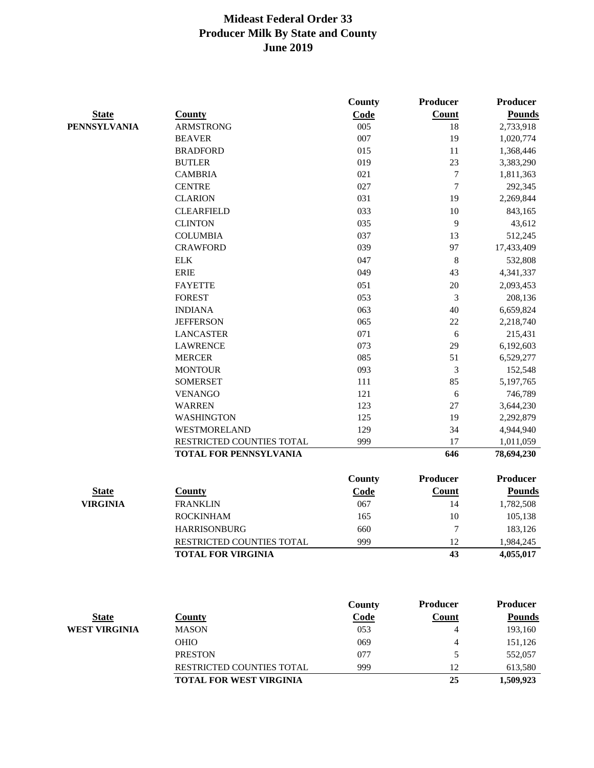# Mideast Federal Order 33
# Producer Milk By State and County
# June 2019

| State | County | County Code | Producer Count | Producer Pounds |
|---|---|---|---|---|
| PENNSYLVANIA | ARMSTRONG | 005 | 18 | 2,733,918 |
| | BEAVER | 007 | 19 | 1,020,774 |
| | BRADFORD | 015 | 11 | 1,368,446 |
| | BUTLER | 019 | 23 | 3,383,290 |
| | CAMBRIA | 021 | 7 | 1,811,363 |
| | CENTRE | 027 | 7 | 292,345 |
| | CLARION | 031 | 19 | 2,269,844 |
| | CLEARFIELD | 033 | 10 | 843,165 |
| | CLINTON | 035 | 9 | 43,612 |
| | COLUMBIA | 037 | 13 | 512,245 |
| | CRAWFORD | 039 | 97 | 17,433,409 |
| | ELK | 047 | 8 | 532,808 |
| | ERIE | 049 | 43 | 4,341,337 |
| | FAYETTE | 051 | 20 | 2,093,453 |
| | FOREST | 053 | 3 | 208,136 |
| | INDIANA | 063 | 40 | 6,659,824 |
| | JEFFERSON | 065 | 22 | 2,218,740 |
| | LANCASTER | 071 | 6 | 215,431 |
| | LAWRENCE | 073 | 29 | 6,192,603 |
| | MERCER | 085 | 51 | 6,529,277 |
| | MONTOUR | 093 | 3 | 152,548 |
| | SOMERSET | 111 | 85 | 5,197,765 |
| | VENANGO | 121 | 6 | 746,789 |
| | WARREN | 123 | 27 | 3,644,230 |
| | WASHINGTON | 125 | 19 | 2,292,879 |
| | WESTMORELAND | 129 | 34 | 4,944,940 |
| | RESTRICTED COUNTIES TOTAL | 999 | 17 | 1,011,059 |
| | **TOTAL FOR PENNSYLVANIA** | | **646** | **78,694,230** |

| State | County | County Code | Producer Count | Producer Pounds |
|---|---|---|---|---|
| VIRGINIA | FRANKLIN | 067 | 14 | 1,782,508 |
| | ROCKINHAM | 165 | 10 | 105,138 |
| | HARRISONBURG | 660 | 7 | 183,126 |
| | RESTRICTED COUNTIES TOTAL | 999 | 12 | 1,984,245 |
| | **TOTAL FOR VIRGINIA** | | **43** | **4,055,017** |

| State | County | County Code | Producer Count | Producer Pounds |
|---|---|---|---|---|
| WEST VIRGINIA | MASON | 053 | 4 | 193,160 |
| | OHIO | 069 | 4 | 151,126 |
| | PRESTON | 077 | 5 | 552,057 |
| | RESTRICTED COUNTIES TOTAL | 999 | 12 | 613,580 |
| | **TOTAL FOR WEST VIRGINIA** | | **25** | **1,509,923** |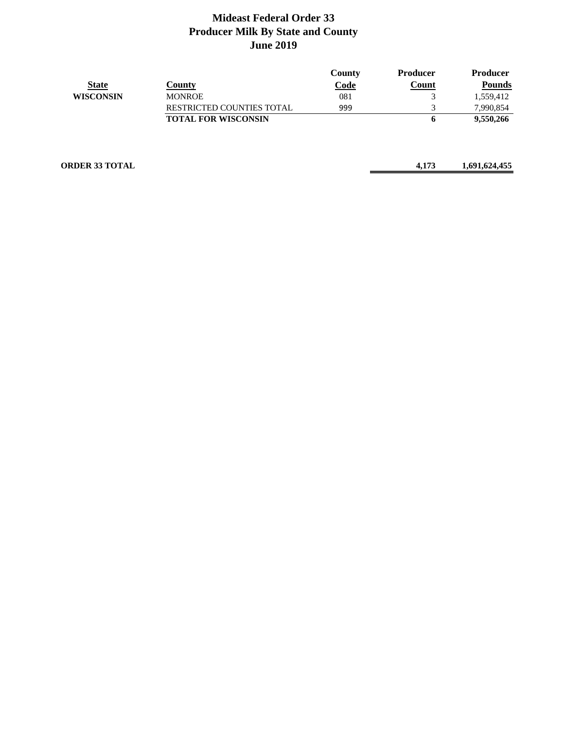# Mideast Federal Order 33
## Producer Milk By State and County
## June 2019

| State | County | County Code | Producer Count | Producer Pounds |
|---|---|---|---|---|
| **WISCONSIN** | MONROE | 081 | 3 | 1,559,412 |
| | RESTRICTED COUNTIES TOTAL | 999 | 3 | 7,990,854 |
| | **TOTAL FOR WISCONSIN** | | **6** | **9,550,266** |
| **ORDER 33 TOTAL** | | | **4,173** | **1,691,624,455** |